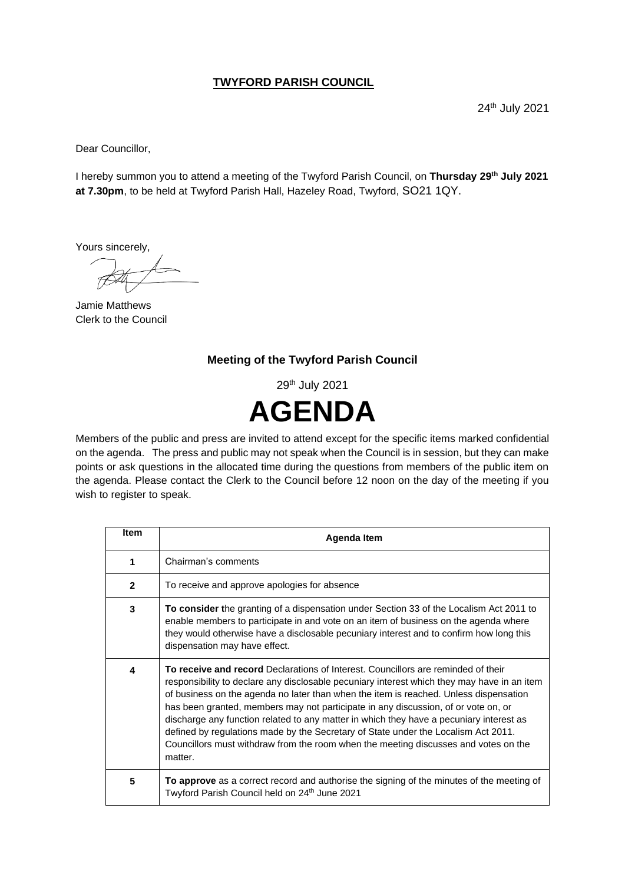**TWYFORD PARISH COUNCIL**

24th July 2021

Dear Councillor,

I hereby summon you to attend a meeting of the Twyford Parish Council, on **Thursday 29th July 2021 at 7.30pm**, to be held at Twyford Parish Hall, Hazeley Road, Twyford, SO21 1QY.

Yours sincerely,

Jamie Matthews
Clerk to the Council

**Meeting of the Twyford Parish Council**

29th July 2021

# AGENDA

Members of the public and press are invited to attend except for the specific items marked confidential on the agenda. The press and public may not speak when the Council is in session, but they can make points or ask questions in the allocated time during the questions from members of the public item on the agenda. Please contact the Clerk to the Council before 12 noon on the day of the meeting if you wish to register to speak.

| Item | Agenda Item |
|---|---|
| 1 | Chairman's comments |
| 2 | To receive and approve apologies for absence |
| 3 | **To consider t**he granting of a dispensation under Section 33 of the Localism Act 2011 to enable members to participate in and vote on an item of business on the agenda where they would otherwise have a disclosable pecuniary interest and to confirm how long this dispensation may have effect. |
| 4 | **To receive and record** Declarations of Interest. Councillors are reminded of their responsibility to declare any disclosable pecuniary interest which they may have in an item of business on the agenda no later than when the item is reached. Unless dispensation has been granted, members may not participate in any discussion, of or vote on, or discharge any function related to any matter in which they have a pecuniary interest as defined by regulations made by the Secretary of State under the Localism Act 2011. Councillors must withdraw from the room when the meeting discusses and votes on the matter. |
| 5 | **To approve** as a correct record and authorise the signing of the minutes of the meeting of Twyford Parish Council held on 24th June 2021 |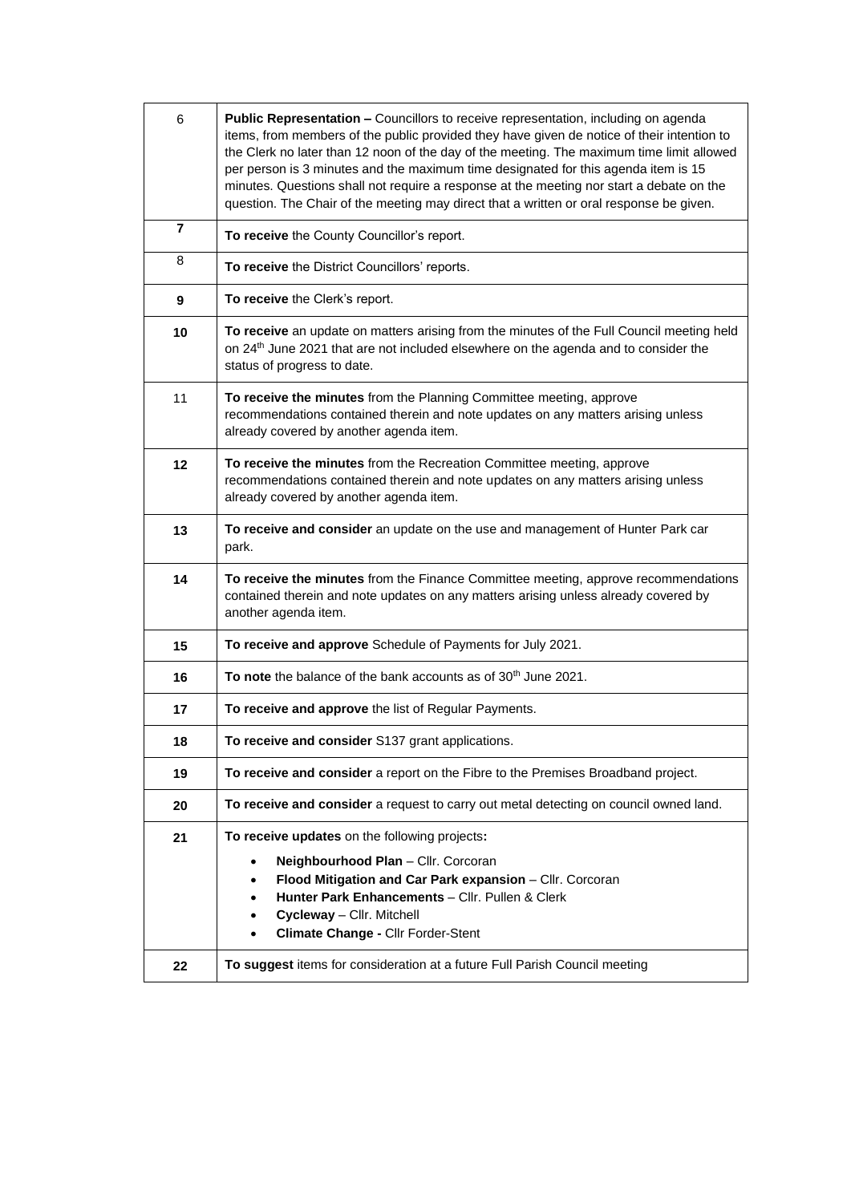| | |
|---|---|
| 6 | **Public Representation –** Councillors to receive representation, including on agenda items, from members of the public provided they have given de notice of their intention to the Clerk no later than 12 noon of the day of the meeting. The maximum time limit allowed per person is 3 minutes and the maximum time designated for this agenda item is 15 minutes. Questions shall not require a response at the meeting nor start a debate on the question. The Chair of the meeting may direct that a written or oral response be given. |
| **7** | **To receive** the County Councillor's report. |
| 8 | **To receive** the District Councillors' reports. |
| **9** | **To receive** the Clerk's report. |
| **10** | **To receive** an update on matters arising from the minutes of the Full Council meeting held on 24th June 2021 that are not included elsewhere on the agenda and to consider the status of progress to date. |
| 11 | **To receive the minutes** from the Planning Committee meeting, approve recommendations contained therein and note updates on any matters arising unless already covered by another agenda item. |
| **12** | **To receive the minutes** from the Recreation Committee meeting, approve recommendations contained therein and note updates on any matters arising unless already covered by another agenda item. |
| **13** | **To receive and consider** an update on the use and management of Hunter Park car park. |
| **14** | **To receive the minutes** from the Finance Committee meeting, approve recommendations contained therein and note updates on any matters arising unless already covered by another agenda item. |
| **15** | **To receive and approve** Schedule of Payments for July 2021. |
| **16** | **To note** the balance of the bank accounts as of 30th June 2021. |
| **17** | **To receive and approve** the list of Regular Payments. |
| **18** | **To receive and consider** S137 grant applications. |
| **19** | **To receive and consider** a report on the Fibre to the Premises Broadband project. |
| **20** | **To receive and consider** a request to carry out metal detecting on council owned land. |
| **21** | **To receive updates** on the following projects**:** <br> • **Neighbourhood Plan** – Cllr. Corcoran <br> • **Flood Mitigation and Car Park expansion** – Cllr. Corcoran <br> • **Hunter Park Enhancements** – Cllr. Pullen & Clerk <br> • **Cycleway** – Cllr. Mitchell <br> • **Climate Change -** Cllr Forder-Stent |
| **22** | **To suggest** items for consideration at a future Full Parish Council meeting |